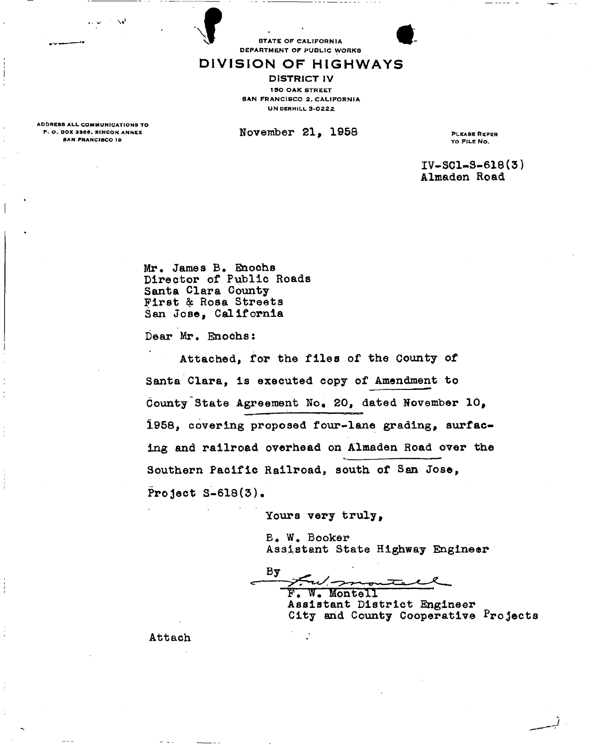STATE OF CALIFORNIA
DEPARTMENT OF PUBLIC WORKS

# DIVISION OF HIGHWAYS

DISTRICT IV
150 OAK STREET
SAN FRANCISCO 2, CALIFORNIA
UNDERHILL 3-0222

ADDRESS ALL COMMUNICATIONS TO
P. O. BOX 3366, RINCON ANNEX
SAN FRANCISCO 19

November 21, 1958

PLEASE REFER TO FILE NO.

IV-SCl-S-618(3)
Almaden Road

Mr. James B. Enochs
Director of Public Roads
Santa Clara County
First & Rosa Streets
San Jose, California

Dear Mr. Enochs:

Attached, for the files of the County of Santa Clara, is executed copy of Amendment to County State Agreement No. 20, dated November 10, 1958, covering proposed four-lane grading, surfacing and railroad overhead on Almaden Road over the Southern Pacific Railroad, south of San Jose, Project S-618(3).

Yours very truly,

B. W. Booker
Assistant State Highway Engineer

By
F. W. Montell
Assistant District Engineer
City and County Cooperative Projects

Attach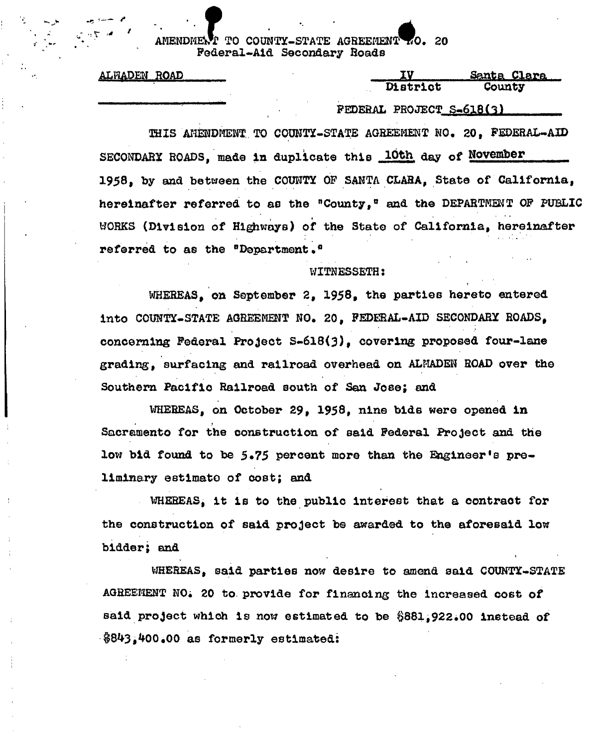AMENDMENT TO COUNTY-STATE AGREEMENT NO. 20
Federal-Aid Secondary Roads

ALMADEN ROAD

| IV | Santa Clara |
|---|---|
| District | County |

FEDERAL PROJECT S-618(3)

THIS AMENDMENT TO COUNTY-STATE AGREEMENT NO. 20, FEDERAL-AID SECONDARY ROADS, made in duplicate this 10th day of November 1958, by and between the COUNTY OF SANTA CLARA, State of California, hereinafter referred to as the "County," and the DEPARTMENT OF PUBLIC WORKS (Division of Highways) of the State of California, hereinafter referred to as the "Department."

WITNESSETH:

WHEREAS, on September 2, 1958, the parties hereto entered into COUNTY-STATE AGREEMENT NO. 20, FEDERAL-AID SECONDARY ROADS, concerning Federal Project S-618(3), covering proposed four-lane grading, surfacing and railroad overhead on ALMADEN ROAD over the Southern Pacific Railroad south of San Jose; and

WHEREAS, on October 29, 1958, nine bids were opened in Sacramento for the construction of said Federal Project and the low bid found to be 5.75 percent more than the Engineer's preliminary estimate of cost; and

WHEREAS, it is to the public interest that a contract for the construction of said project be awarded to the aforesaid low bidder; and

WHEREAS, said parties now desire to amend said COUNTY-STATE AGREEMENT NO. 20 to provide for financing the increased cost of said project which is now estimated to be $881,922.00 instead of $843,400.00 as formerly estimated: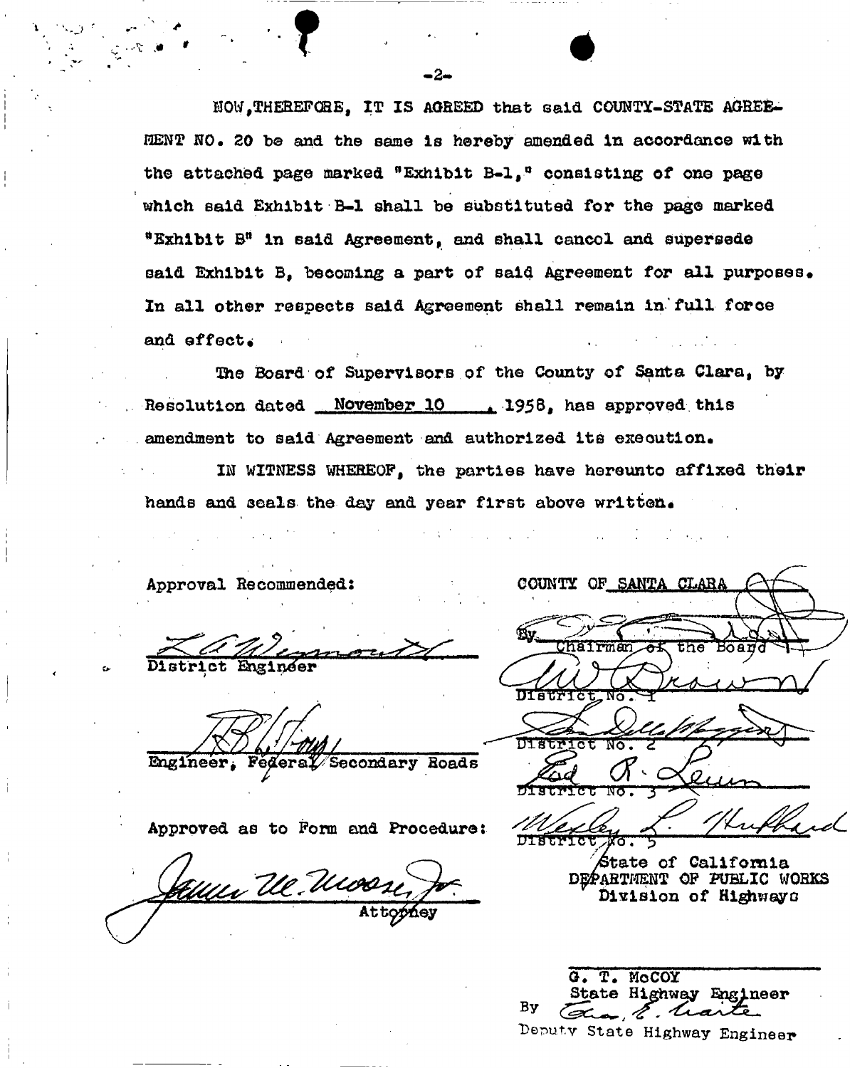NOW, THEREFORE, IT IS AGREED that said COUNTY-STATE AGREEMENT NO. 20 be and the same is hereby amended in accordance with the attached page marked "Exhibit B-1," consisting of one page which said Exhibit B-1 shall be substituted for the page marked "Exhibit B" in said Agreement, and shall cancel and supersede said Exhibit B, becoming a part of said Agreement for all purposes. In all other respects said Agreement shall remain in full force and effect.

The Board of Supervisors of the County of Santa Clara, by Resolution dated November 10, 1958, has approved this amendment to said Agreement and authorized its execution.

IN WITNESS WHEREOF, the parties have hereunto affixed their hands and seals the day and year first above written.

Approval Recommended:

District Engineer

Engineer, Federal Secondary Roads

Approved as to Form and Procedure:

Attorney

COUNTY OF SANTA CLARA

By
Chairman of the Board

District No. 1

District No. 2

District No. 3

District No. 5

State of California
DEPARTMENT OF PUBLIC WORKS
Division of Highways

G. T. McCOY
State Highway Engineer
By
Deputy State Highway Engineer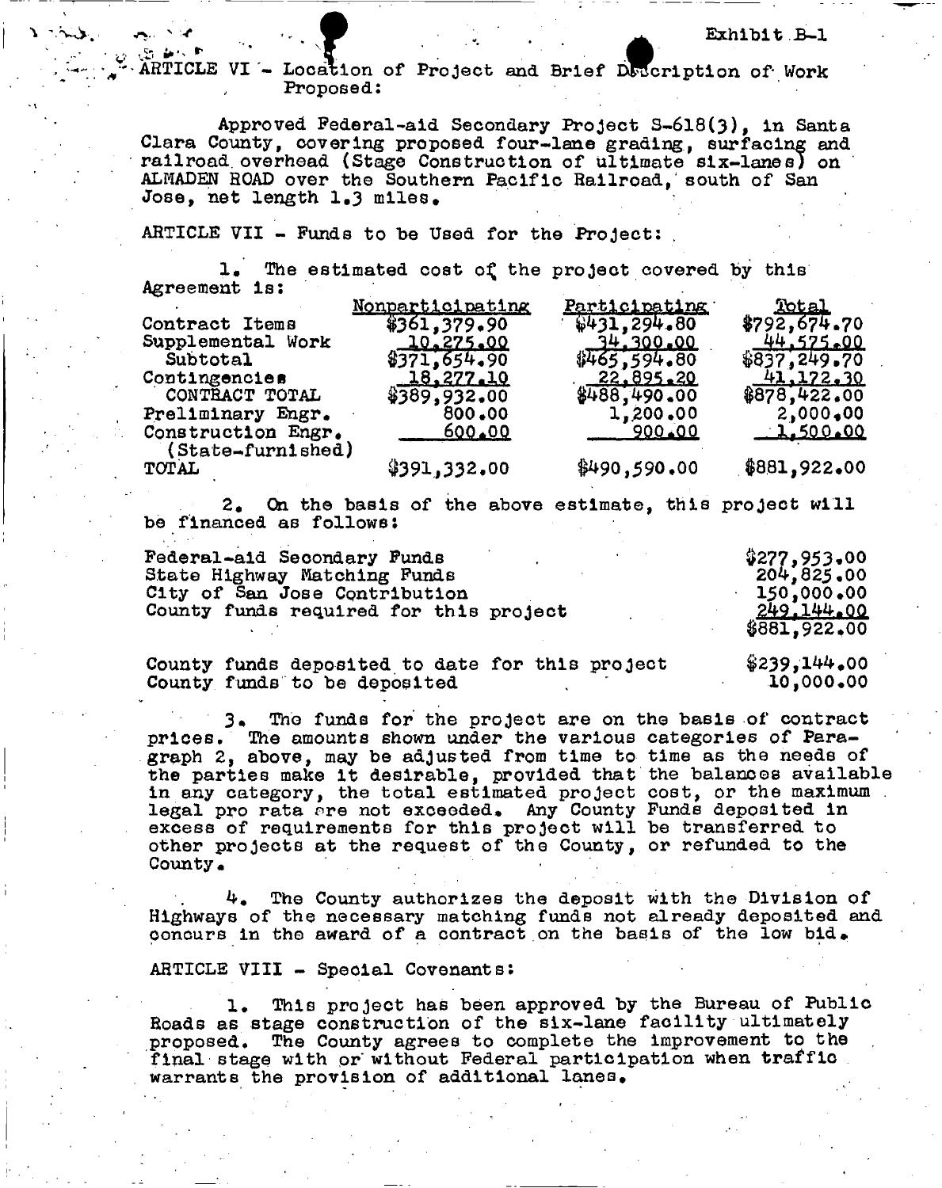Exhibit B-1

ARTICLE VI - Location of Project and Brief Description of Work Proposed:

Approved Federal-aid Secondary Project S-618(3), in Santa Clara County, covering proposed four-lane grading, surfacing and railroad overhead (Stage Construction of ultimate six-lanes) on ALMADEN ROAD over the Southern Pacific Railroad, south of San Jose, net length 1.3 miles.

ARTICLE VII - Funds to be Used for the Project:

1. The estimated cost of the project covered by this Agreement is:

| | Nonparticipating | Participating | Total |
|---|---|---|---|
| Contract Items | $361,379.90 | $431,294.80 | $792,674.70 |
| Supplemental Work | 10,275.00 | 34,300.00 | 44,575.00 |
| Subtotal | $371,654.90 | $465,594.80 | $837,249.70 |
| Contingencies | 18,277.10 | 22,895.20 | 41,172.30 |
| CONTRACT TOTAL | $389,932.00 | $488,490.00 | $878,422.00 |
| Preliminary Engr. | 800.00 | 1,200.00 | 2,000.00 |
| Construction Engr. (State-furnished) | 600.00 | 900.00 | 1,500.00 |
| TOTAL | $391,332.00 | $490,590.00 | $881,922.00 |

2. On the basis of the above estimate, this project will be financed as follows:

| | |
|---|---|
| Federal-aid Secondary Funds | $277,953.00 |
| State Highway Matching Funds | 204,825.00 |
| City of San Jose Contribution | 150,000.00 |
| County funds required for this project | 249,144.00 |
| | $881,922.00 |

| | |
|---|---|
| County funds deposited to date for this project | $239,144.00 |
| County funds to be deposited | 10,000.00 |

3. The funds for the project are on the basis of contract prices. The amounts shown under the various categories of Paragraph 2, above, may be adjusted from time to time as the needs of the parties make it desirable, provided that the balances available in any category, the total estimated project cost, or the maximum legal pro rata are not exceeded. Any County Funds deposited in excess of requirements for this project will be transferred to other projects at the request of the County, or refunded to the County.

4. The County authorizes the deposit with the Division of Highways of the necessary matching funds not already deposited and concurs in the award of a contract on the basis of the low bid.

ARTICLE VIII - Special Covenants:

1. This project has been approved by the Bureau of Public Roads as stage construction of the six-lane facility ultimately proposed. The County agrees to complete the improvement to the final stage with or without Federal participation when traffic warrants the provision of additional lanes.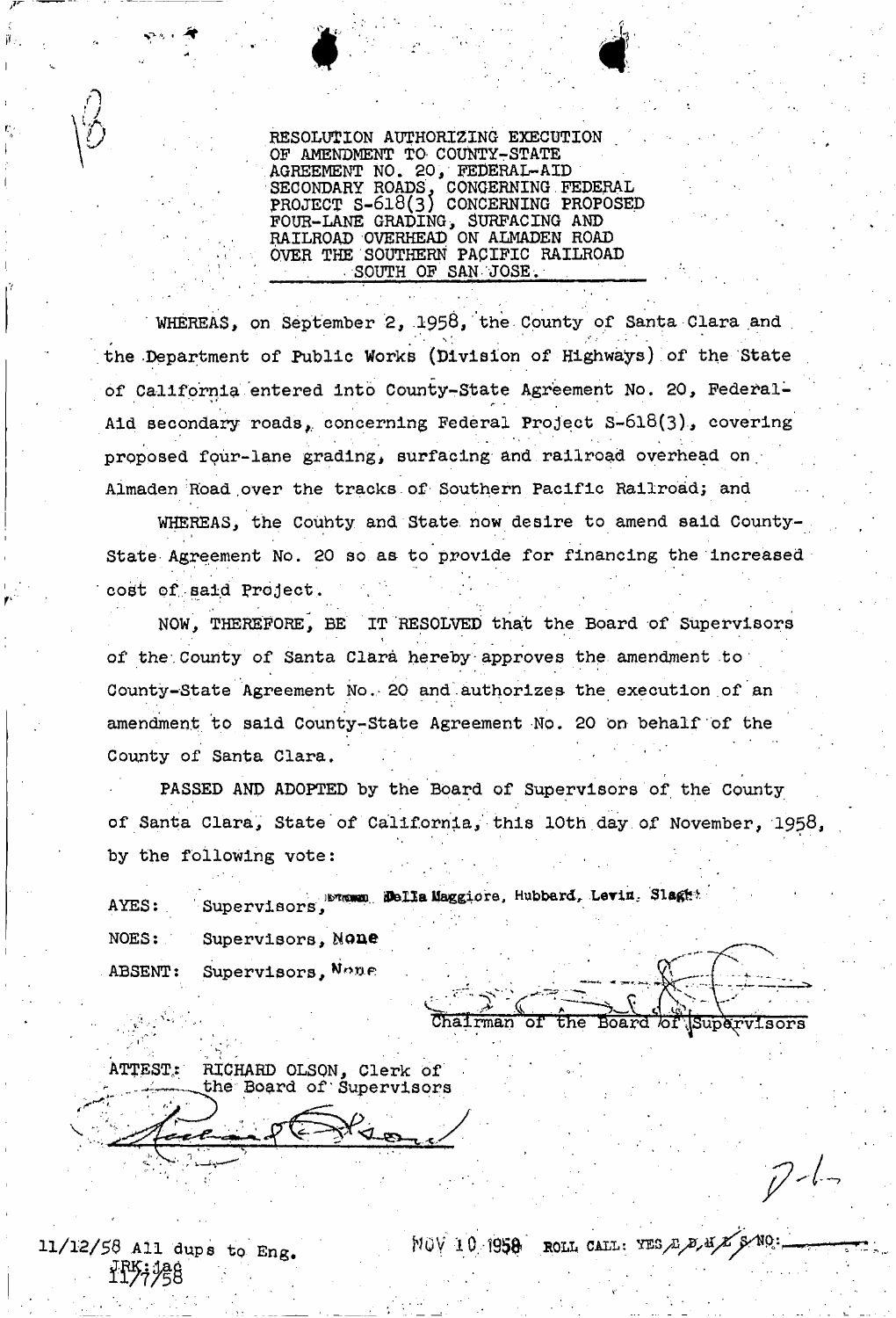RESOLUTION AUTHORIZING EXECUTION OF AMENDMENT TO COUNTY-STATE AGREEMENT NO. 20, FEDERAL-AID SECONDARY ROADS, CONCERNING FEDERAL PROJECT S-618(3) CONCERNING PROPOSED FOUR-LANE GRADING, SURFACING AND RAILROAD OVERHEAD ON ALMADEN ROAD OVER THE SOUTHERN PACIFIC RAILROAD SOUTH OF SAN JOSE.

WHEREAS, on September 2, 1958, the County of Santa Clara and the Department of Public Works (Division of Highways) of the State of California entered into County-State Agreement No. 20, Federal-Aid secondary roads, concerning Federal Project S-618(3), covering proposed four-lane grading, surfacing and railroad overhead on Almaden Road over the tracks of Southern Pacific Railroad; and

WHEREAS, the County and State now desire to amend said County-State Agreement No. 20 so as to provide for financing the increased cost of said Project.

NOW, THEREFORE, BE IT RESOLVED that the Board of Supervisors of the County of Santa Clara hereby approves the amendment to County-State Agreement No. 20 and authorizes the execution of an amendment to said County-State Agreement No. 20 on behalf of the County of Santa Clara.

PASSED AND ADOPTED by the Board of Supervisors of the County of Santa Clara, State of California, this 10th day of November, 1958, by the following vote:

AYES: Supervisors, Della Maggiore, Hubbard, Levin, Slaght

NOES: Supervisors, None

ABSENT: Supervisors, None

Chairman of the Board of Supervisors

ATTEST: RICHARD OLSON, Clerk of the Board of Supervisors

11/12/58 All dups to Eng.

JRK:jag
11/7/58

NOV 10 1958 ROLL CALL: YES E, D, H, L, S NO: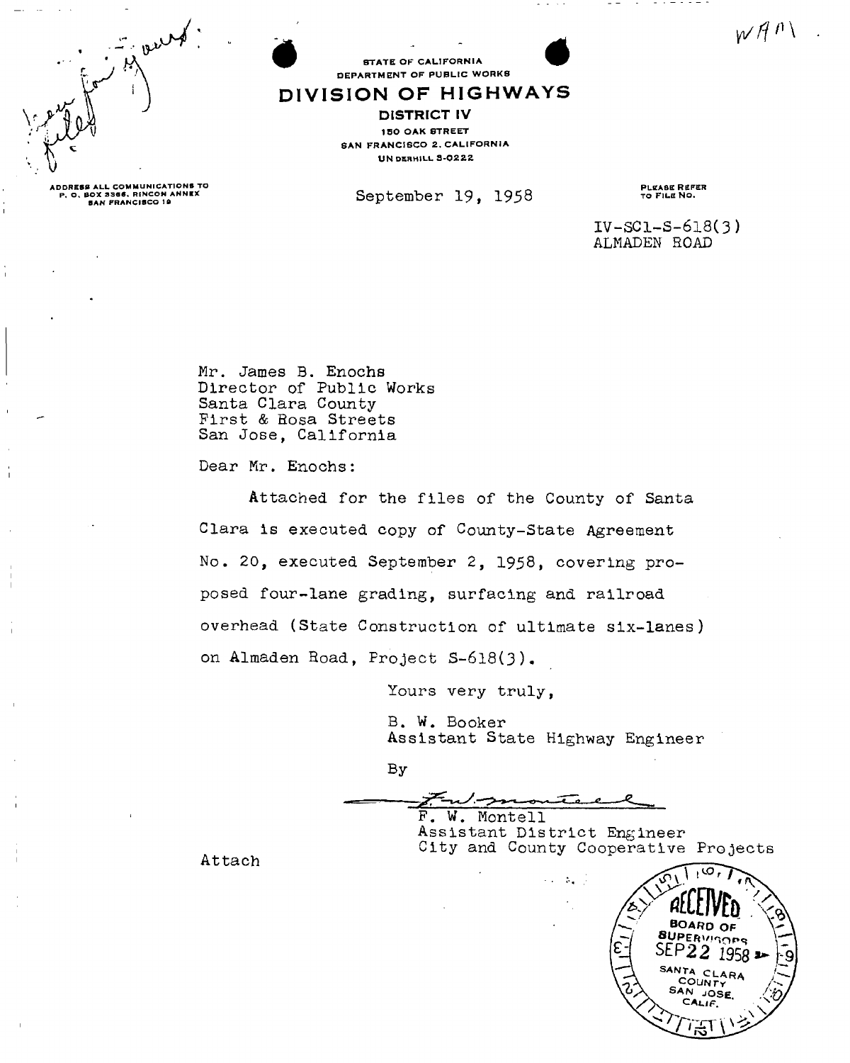STATE OF CALIFORNIA
DEPARTMENT OF PUBLIC WORKS

# DIVISION OF HIGHWAYS

**DISTRICT IV**
150 OAK STREET
SAN FRANCISCO 2, CALIFORNIA
UNDERHILL 3-0222

ADDRESS ALL COMMUNICATIONS TO
P. O. BOX 3366, RINCON ANNEX
SAN FRANCISCO 19

September 19, 1958

PLEASE REFER TO FILE NO.

IV-SCl-S-618(3)
ALMADEN ROAD

Mr. James B. Enochs
Director of Public Works
Santa Clara County
First & Rosa Streets
San Jose, California

Dear Mr. Enochs:

Attached for the files of the County of Santa Clara is executed copy of County-State Agreement No. 20, executed September 2, 1958, covering proposed four-lane grading, surfacing and railroad overhead (State Construction of ultimate six-lanes) on Almaden Road, Project S-618(3).

Yours very truly,

B. W. Booker
Assistant State Highway Engineer

By

F. W. Montell
Assistant District Engineer
City and County Cooperative Projects

Attach

RECEIVED
BOARD OF SUPERVISORS
SEP 22 1958
SANTA CLARA COUNTY
SAN JOSE, CALIF.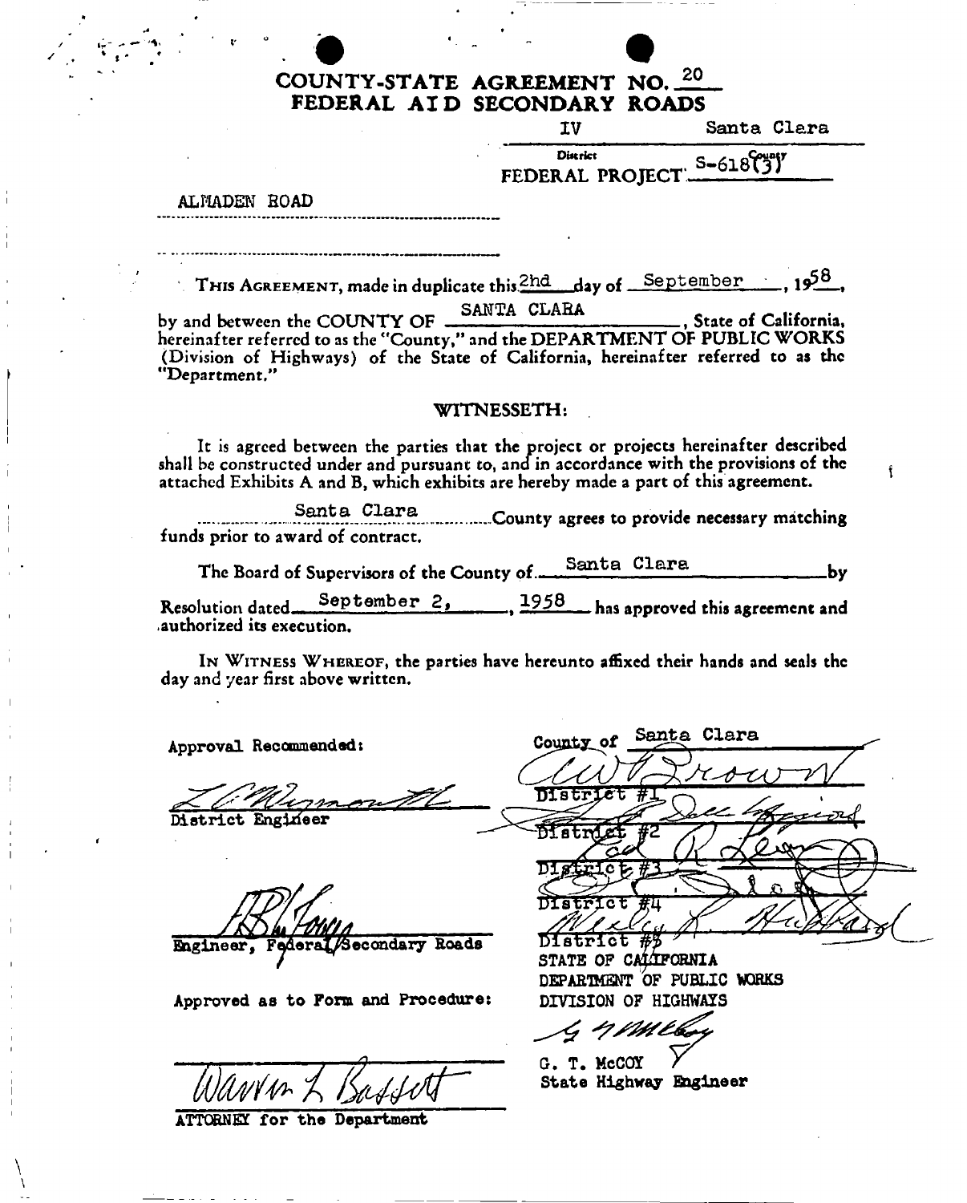# COUNTY-STATE AGREEMENT NO. 20
# FEDERAL AID SECONDARY ROADS

IV — Santa Clara

District — County

FEDERAL PROJECT S-618(3)

ALMADEN ROAD

THIS AGREEMENT, made in duplicate this 2nd day of September, 1958, by and between the COUNTY OF SANTA CLARA, State of California, hereinafter referred to as the "County," and the DEPARTMENT OF PUBLIC WORKS (Division of Highways) of the State of California, hereinafter referred to as the "Department."

WITNESSETH:

It is agreed between the parties that the project or projects hereinafter described shall be constructed under and pursuant to, and in accordance with the provisions of the attached Exhibits A and B, which exhibits are hereby made a part of this agreement.

Santa Clara County agrees to provide necessary matching funds prior to award of contract.

The Board of Supervisors of the County of Santa Clara by Resolution dated September 2, 1958 has approved this agreement and authorized its execution.

IN WITNESS WHEREOF, the parties have hereunto affixed their hands and seals the day and year first above written.

Approval Recommended:

L. C. Wymouth
District Engineer

F. B. Young
Engineer, Federal/Secondary Roads

Approved as to Form and Procedure:

Warren L. Bassett
ATTORNEY for the Department

County of Santa Clara

C. W. Brown
District #1

Sal Hayward
District #2

Ed R. Levin
District #3

District #4

Wesley L. Hubbard
District #5

STATE OF CALIFORNIA
DEPARTMENT OF PUBLIC WORKS
DIVISION OF HIGHWAYS

G. T. McCoy
G. T. McCOY
State Highway Engineer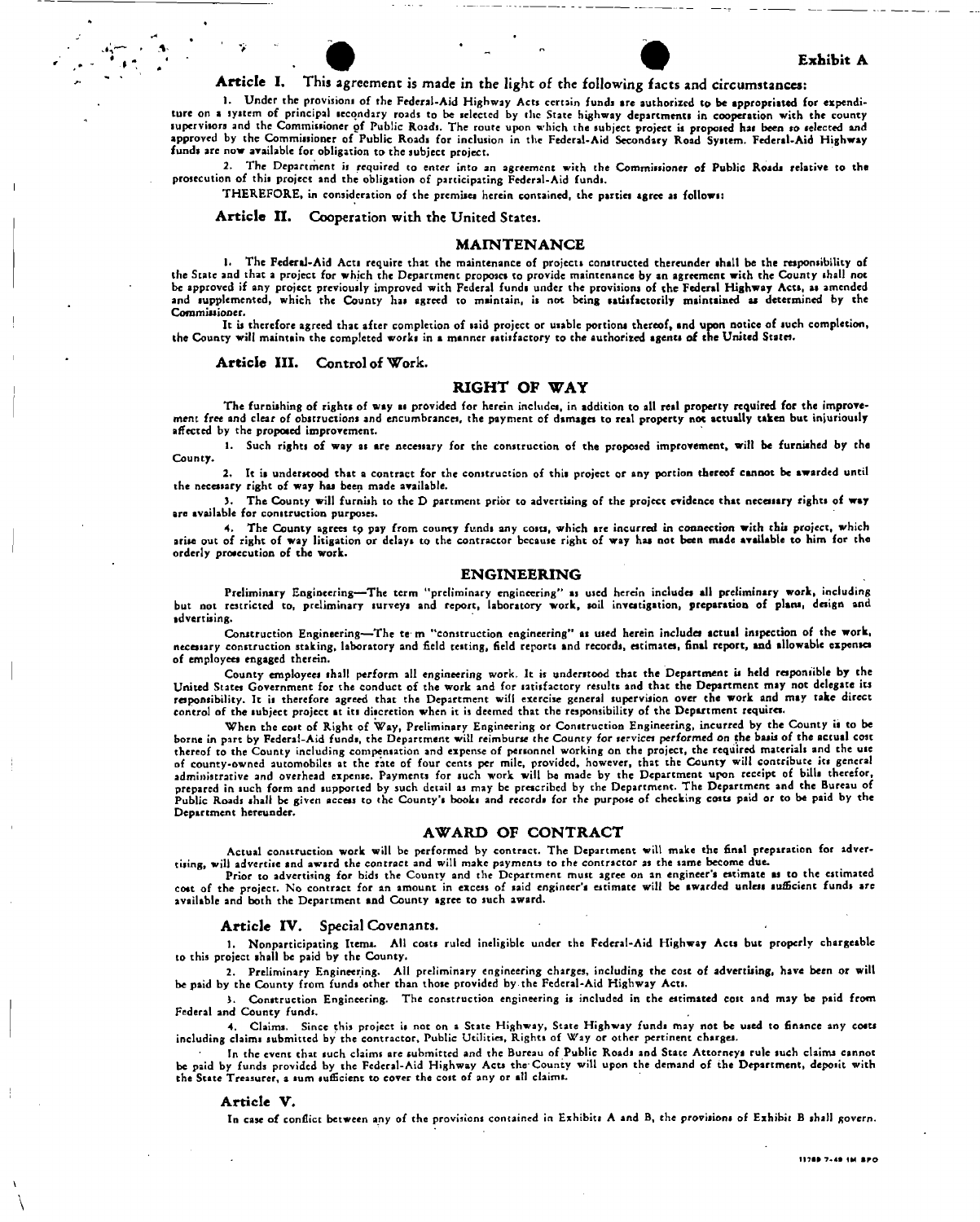**Exhibit A**

**Article I.** This agreement is made in the light of the following facts and circumstances:

1. Under the provisions of the Federal-Aid Highway Acts certain funds are authorized to be appropriated for expenditure on a system of principal secondary roads to be selected by the State highway departments in cooperation with the county supervisors and the Commissioner of Public Roads. The route upon which the subject project is proposed has been so selected and approved by the Commissioner of Public Roads for inclusion in the Federal-Aid Secondary Road System. Federal-Aid Highway funds are now available for obligation to the subject project.

2. The Department is required to enter into an agreement with the Commissioner of Public Roads relative to the prosecution of this project and the obligation of participating Federal-Aid funds.

THEREFORE, in consideration of the premises herein contained, the parties agree as follows:

**Article II.** Cooperation with the United States.

## MAINTENANCE

1. The Federal-Aid Acts require that the maintenance of projects constructed thereunder shall be the responsibility of the State and that a project for which the Department proposes to provide maintenance by an agreement with the County shall not be approved if any project previously improved with Federal funds under the provisions of the Federal Highway Acts, as amended and supplemented, which the County has agreed to maintain, is not being satisfactorily maintained as determined by the Commissioner.

It is therefore agreed that after completion of said project or usable portions thereof, and upon notice of such completion, the County will maintain the completed works in a manner satisfactory to the authorized agents of the United States.

**Article III.** Control of Work.

## RIGHT OF WAY

The furnishing of rights of way as provided for herein includes, in addition to all real property required for the improvement free and clear of obstructions and encumbrances, the payment of damages to real property not actually taken but injuriously affected by the proposed improvement.

1. Such rights of way as are necessary for the construction of the proposed improvement, will be furnished by the County.

2. It is understood that a contract for the construction of this project or any portion thereof cannot be awarded until the necessary right of way has been made available.

3. The County will furnish to the D partment prior to advertising of the project evidence that necessary rights of way are available for construction purposes.

4. The County agrees to pay from county funds any costs, which are incurred in connection with this project, which arise out of right of way litigation or delays to the contractor because right of way has not been made available to him for the orderly prosecution of the work.

## ENGINEERING

Preliminary Engineering—The term "preliminary engineering" as used herein includes all preliminary work, including but not restricted to, preliminary surveys and report, laboratory work, soil investigation, preparation of plans, design and advertising.

Construction Engineering—The te m "construction engineering" as used herein includes actual inspection of the work, necessary construction staking, laboratory and field testing, field reports and records, estimates, final report, and allowable expenses of employees engaged therein.

County employees shall perform all engineering work. It is understood that the Department is held responsible by the United States Government for the conduct of the work and for satisfactory results and that the Department may not delegate its responsibility. It is therefore agreed that the Department will exercise general supervision over the work and may take direct control of the subject project at its discretion when it is deemed that the responsibility of the Department requires.

When the cost of Right of Way, Preliminary Engineering or Construction Engineering, incurred by the County is to be borne in part by Federal-Aid funds, the Department will reimburse the County for services performed on the basis of the actual cost thereof to the County including compensation and expense of personnel working on the project, the required materials and the use of county-owned automobiles at the rate of four cents per mile, provided, however, that the County will contribute its general administrative and overhead expense. Payments for such work will be made by the Department upon receipt of bills therefor, prepared in such form and supported by such detail as may be prescribed by the Department. The Department and the Bureau of Public Roads shall be given access to the County's books and records for the purpose of checking costs paid or to be paid by the Department hereunder.

## AWARD OF CONTRACT

Actual construction work will be performed by contract. The Department will make the final preparation for advertising, will advertise and award the contract and will make payments to the contractor as the same become due.

Prior to advertising for bids the County and the Department must agree on an engineer's estimate as to the estimated cost of the project. No contract for an amount in excess of said engineer's estimate will be awarded unless sufficient funds are available and both the Department and County agree to such award.

**Article IV.** Special Covenants.

1. Nonparticipating Items. All costs ruled ineligible under the Federal-Aid Highway Acts but properly chargeable to this project shall be paid by the County.

2. Preliminary Engineering. All preliminary engineering charges, including the cost of advertising, have been or will be paid by the County from funds other than those provided by the Federal-Aid Highway Acts.

3. Construction Engineering. The construction engineering is included in the estimated cost and may be paid from Federal and County funds.

4. Claims. Since this project is not on a State Highway, State Highway funds may not be used to finance any costs including claims submitted by the contractor, Public Utilities, Rights of Way or other pertinent charges.

In the event that such claims are submitted and the Bureau of Public Roads and State Attorneys rule such claims cannot be paid by funds provided by the Federal-Aid Highway Acts the County will upon the demand of the Department, deposit with the State Treasurer, a sum sufficient to cover the cost of any or all claims.

**Article V.**

In case of conflict between any of the provisions contained in Exhibits A and B, the provisions of Exhibit B shall govern.

11789 7-49 1M SPO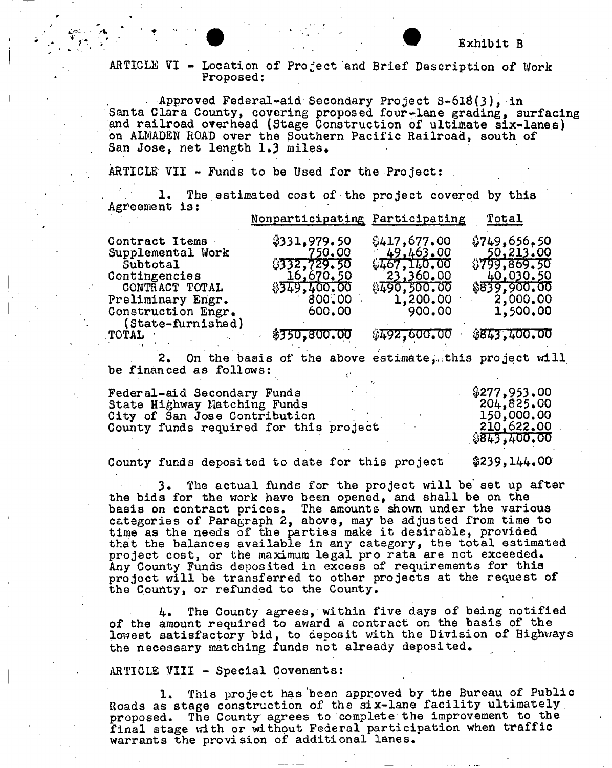Exhibit B

ARTICLE VI - Location of Project and Brief Description of Work Proposed:

Approved Federal-aid Secondary Project S-618(3), in Santa Clara County, covering proposed four-lane grading, surfacing and railroad overhead (Stage Construction of ultimate six-lanes) on ALMADEN ROAD over the Southern Pacific Railroad, south of San Jose, net length 1.3 miles.

ARTICLE VII - Funds to be Used for the Project:

1. The estimated cost of the project covered by this Agreement is:

| | Nonparticipating | Participating | Total |
|---|---|---|---|
| Contract Items | $331,979.50 | $417,677.00 | $749,656.50 |
| Supplemental Work | 750.00 | 49,463.00 | 50,213.00 |
| Subtotal | $332,729.50 | $467,140.00 | $799,869.50 |
| Contingencies | 16,670.50 | 23,360.00 | 40,030.50 |
| CONTRACT TOTAL | $349,400.00 | $490,500.00 | $839,900.00 |
| Preliminary Engr. | 800.00 | 1,200.00 | 2,000.00 |
| Construction Engr. (State-furnished) | 600.00 | 900.00 | 1,500.00 |
| TOTAL | $350,800.00 | $492,600.00 | $843,400.00 |

2. On the basis of the above estimate, this project will be financed as follows:

| | |
|---|---|
| Federal-aid Secondary Funds | $277,953.00 |
| State Highway Matching Funds | 204,825.00 |
| City of San Jose Contribution | 150,000.00 |
| County funds required for this project | 210,622.00 |
| | $843,400.00 |

County funds deposited to date for this project $239,144.00

3. The actual funds for the project will be set up after the bids for the work have been opened, and shall be on the basis on contract prices. The amounts shown under the various categories of Paragraph 2, above, may be adjusted from time to time as the needs of the parties make it desirable, provided that the balances available in any category, the total estimated project cost, or the maximum legal pro rata are not exceeded. Any County Funds deposited in excess of requirements for this project will be transferred to other projects at the request of the County, or refunded to the County.

4. The County agrees, within five days of being notified of the amount required to award a contract on the basis of the lowest satisfactory bid, to deposit with the Division of Highways the necessary matching funds not already deposited.

ARTICLE VIII - Special Covenants:

1. This project has been approved by the Bureau of Public Roads as stage construction of the six-lane facility ultimately proposed. The County agrees to complete the improvement to the final stage with or without Federal participation when traffic warrants the provision of additional lanes.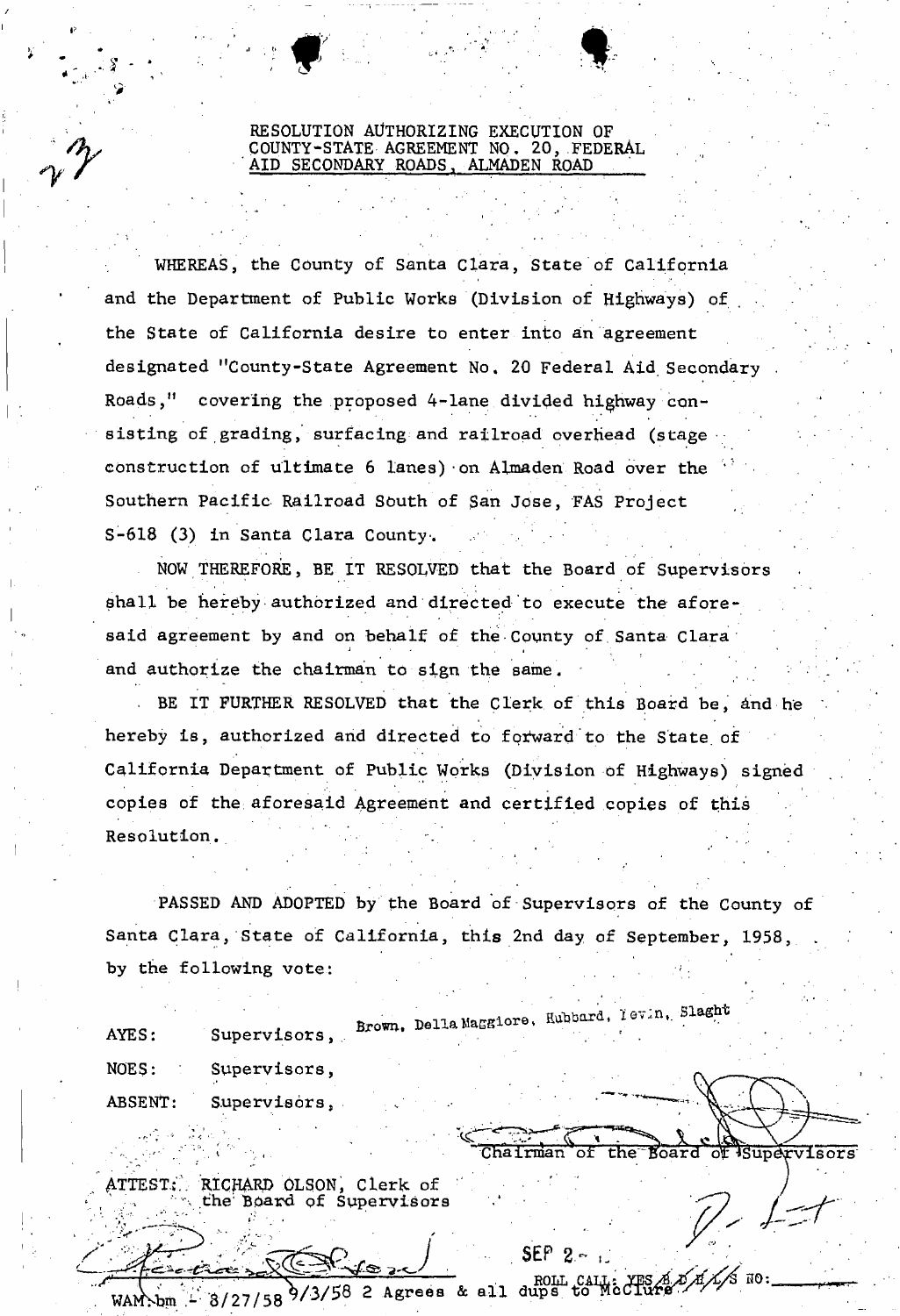# RESOLUTION AUTHORIZING EXECUTION OF COUNTY-STATE AGREEMENT NO. 20, FEDERAL AID SECONDARY ROADS, ALMADEN ROAD

WHEREAS, the County of Santa Clara, State of California and the Department of Public Works (Division of Highways) of the State of California desire to enter into an agreement designated "County-State Agreement No. 20 Federal Aid Secondary Roads," covering the proposed 4-lane divided highway consisting of grading, surfacing and railroad overhead (stage construction of ultimate 6 lanes) on Almaden Road over the Southern Pacific Railroad South of San Jose, FAS Project S-618 (3) in Santa Clara County.

NOW THEREFORE, BE IT RESOLVED that the Board of Supervisors shall be hereby authorized and directed to execute the aforesaid agreement by and on behalf of the County of Santa Clara and authorize the chairman to sign the same.

BE IT FURTHER RESOLVED that the Clerk of this Board be, and he hereby is, authorized and directed to forward to the State of California Department of Public Works (Division of Highways) signed copies of the aforesaid Agreement and certified copies of this Resolution.

PASSED AND ADOPTED by the Board of Supervisors of the County of Santa Clara, State of California, this 2nd day of September, 1958, by the following vote:

AYES: Supervisors, Brown, Della Maggiore, Hubbard, Levin, Slaght

NOES: Supervisors,

ABSENT: Supervisors,

Chairman of the Board of Supervisors

ATTEST: RICHARD OLSON, Clerk of the Board of Supervisors

SEP 2

WAM:bm - 8/27/58 9/3/58 2 Agrees & all dups to McClure

ROLL CALL: YES B D H L S NO: